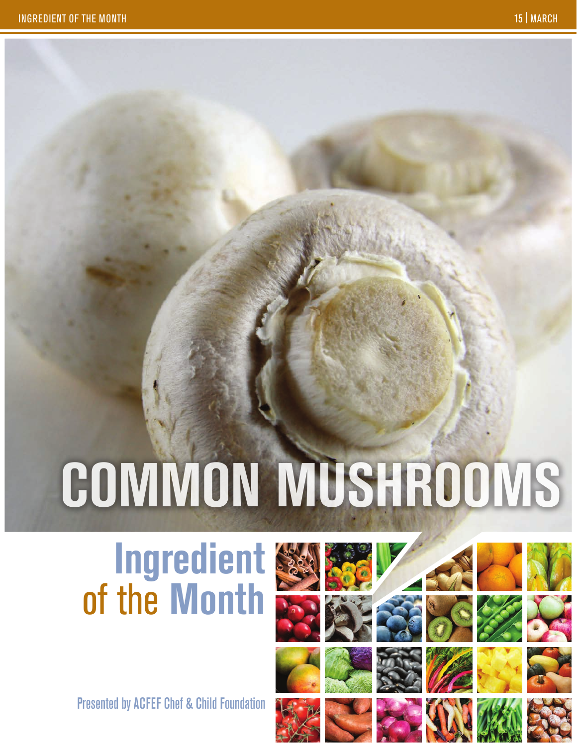# COMMON MUSHROOMS

## Ingredient of the Month

Presented by ACFEF Chef & Child Foundation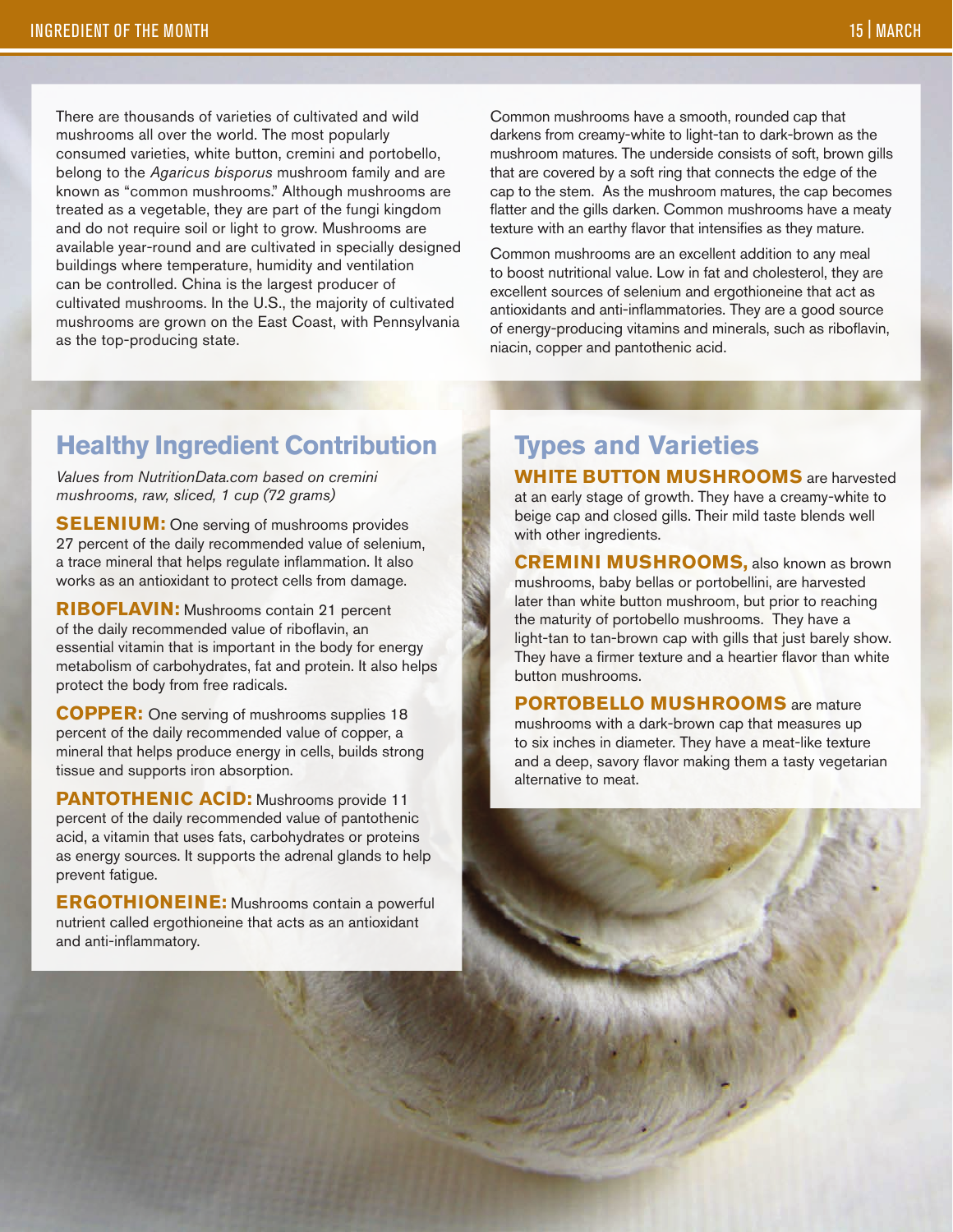There are thousands of varieties of cultivated and wild mushrooms all over the world. The most popularly consumed varieties, white button, cremini and portobello, belong to the *Agaricus bisporus* mushroom family and are known as "common mushrooms." Although mushrooms are treated as a vegetable, they are part of the fungi kingdom and do not require soil or light to grow. Mushrooms are available year-round and are cultivated in specially designed buildings where temperature, humidity and ventilation can be controlled. China is the largest producer of cultivated mushrooms. In the U.S., the majority of cultivated mushrooms are grown on the East Coast, with Pennsylvania as the top-producing state.

Common mushrooms have a smooth, rounded cap that darkens from creamy-white to light-tan to dark-brown as the mushroom matures. The underside consists of soft, brown gills that are covered by a soft ring that connects the edge of the cap to the stem. As the mushroom matures, the cap becomes flatter and the gills darken. Common mushrooms have a meaty texture with an earthy flavor that intensifies as they mature.

Common mushrooms are an excellent addition to any meal to boost nutritional value. Low in fat and cholesterol, they are excellent sources of selenium and ergothioneine that act as antioxidants and anti-inflammatories. They are a good source of energy-producing vitamins and minerals, such as riboflavin, niacin, copper and pantothenic acid.

## Healthy Ingredient Contribution

*Values from NutritionData.com based on cremini mushrooms, raw, sliced, 1 cup (72 grams)*

**SELENIUM:** One serving of mushrooms provides 27 percent of the daily recommended value of selenium, a trace mineral that helps regulate inflammation. It also works as an antioxidant to protect cells from damage.

**RIBOFLAVIN:** Mushrooms contain 21 percent of the daily recommended value of riboflavin, an essential vitamin that is important in the body for energy metabolism of carbohydrates, fat and protein. It also helps protect the body from free radicals.

**COPPER:** One serving of mushrooms supplies 18 percent of the daily recommended value of copper, a mineral that helps produce energy in cells, builds strong tissue and supports iron absorption.

**PANTOTHENIC ACID:** Mushrooms provide 11 percent of the daily recommended value of pantothenic acid, a vitamin that uses fats, carbohydrates or proteins as energy sources. It supports the adrenal glands to help prevent fatigue.

**ERGOTHIONEINE:** Mushrooms contain a powerful nutrient called ergothioneine that acts as an antioxidant and anti-inflammatory.

## Types and Varieties

**WHITE BUTTON MUSHROOMS** are harvested at an early stage of growth. They have a creamy-white to beige cap and closed gills. Their mild taste blends well with other ingredients.

**CREMINI MUSHROOMS,** also known as brown mushrooms, baby bellas or portobellini, are harvested later than white button mushroom, but prior to reaching the maturity of portobello mushrooms. They have a light-tan to tan-brown cap with gills that just barely show. They have a firmer texture and a heartier flavor than white button mushrooms.

**PORTOBELLO MUSHROOMS** are mature mushrooms with a dark-brown cap that measures up to six inches in diameter. They have a meat-like texture and a deep, savory flavor making them a tasty vegetarian alternative to meat.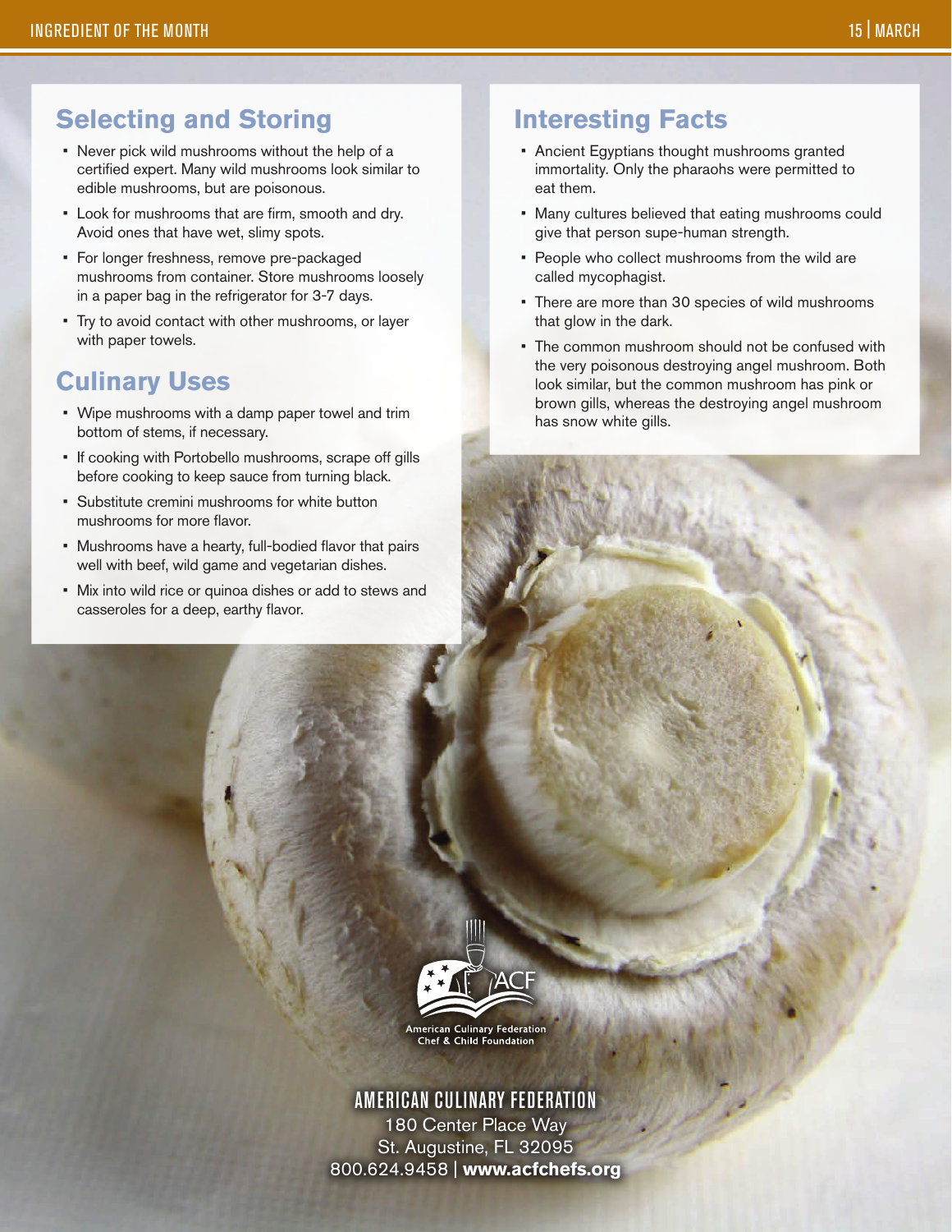## Selecting and Storing

- Never pick wild mushrooms without the help of a certified expert. Many wild mushrooms look similar to edible mushrooms, but are poisonous.
- Look for mushrooms that are firm, smooth and dry. Avoid ones that have wet, slimy spots.
- For longer freshness, remove pre-packaged mushrooms from container. Store mushrooms loosely in a paper bag in the refrigerator for 3-7 days.
- Try to avoid contact with other mushrooms, or layer with paper towels.

## Culinary Uses

- Wipe mushrooms with a damp paper towel and trim bottom of stems, if necessary.
- If cooking with Portobello mushrooms, scrape off gills before cooking to keep sauce from turning black.
- Substitute cremini mushrooms for white button mushrooms for more flavor.
- Mushrooms have a hearty, full-bodied flavor that pairs well with beef, wild game and vegetarian dishes.
- Mix into wild rice or quinoa dishes or add to stews and casseroles for a deep, earthy flavor.

## Interesting Facts

- Ancient Egyptians thought mushrooms granted immortality. Only the pharaohs were permitted to eat them.
- Many cultures believed that eating mushrooms could give that person supe-human strength.
- People who collect mushrooms from the wild are called mycophagist.
- There are more than 30 species of wild mushrooms that glow in the dark.
- The common mushroom should not be confused with the very poisonous destroying angel mushroom. Both look similar, but the common mushroom has pink or brown gills, whereas the destroying angel mushroom has snow white gills.

ACF
American Culinary Federation
Chef & Child Foundation

**AMERICAN CULINARY FEDERATION**
180 Center Place Way
St. Augustine, FL 32095
800.624.9458 | **www.acfchefs.org**